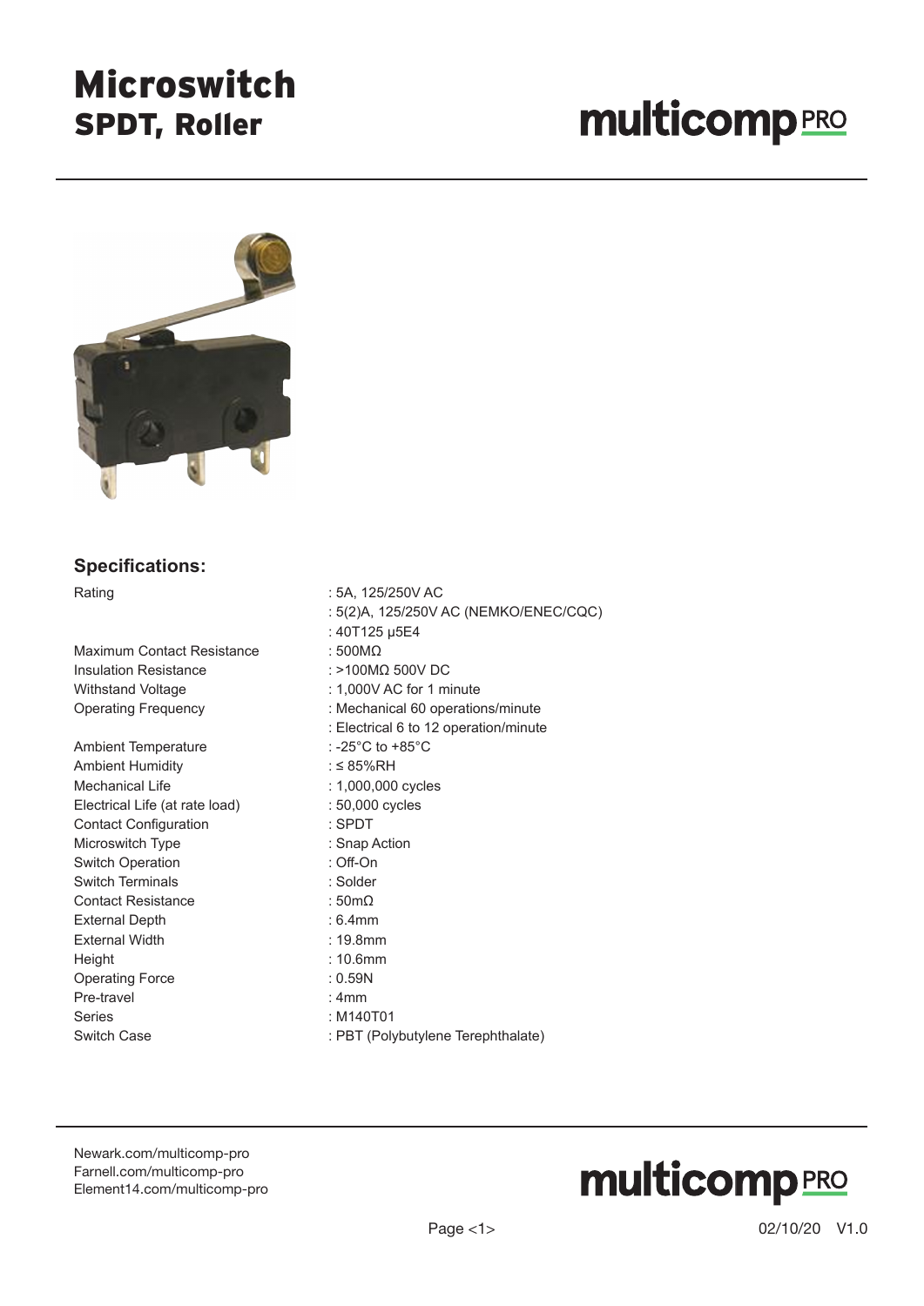# Microswitch
## SPDT, Roller

multicomp PRO

### Specifications:

| | |
|---|---|
| Rating | : 5A, 125/250V AC |
| | : 5(2)A, 125/250V AC (NEMKO/ENEC/CQC) |
| | : 40T125 µ5E4 |
| Maximum Contact Resistance | : 500MΩ |
| Insulation Resistance | : >100MΩ 500V DC |
| Withstand Voltage | : 1,000V AC for 1 minute |
| Operating Frequency | : Mechanical 60 operations/minute |
| | : Electrical 6 to 12 operation/minute |
| Ambient Temperature | : -25°C to +85°C |
| Ambient Humidity | : ≤ 85%RH |
| Mechanical Life | : 1,000,000 cycles |
| Electrical Life (at rate load) | : 50,000 cycles |
| Contact Configuration | : SPDT |
| Microswitch Type | : Snap Action |
| Switch Operation | : Off-On |
| Switch Terminals | : Solder |
| Contact Resistance | : 50mΩ |
| External Depth | : 6.4mm |
| External Width | : 19.8mm |
| Height | : 10.6mm |
| Operating Force | : 0.59N |
| Pre-travel | : 4mm |
| Series | : M140T01 |
| Switch Case | : PBT (Polybutylene Terephthalate) |

Newark.com/multicomp-pro
Farnell.com/multicomp-pro
Element14.com/multicomp-pro

02/10/20 V1.0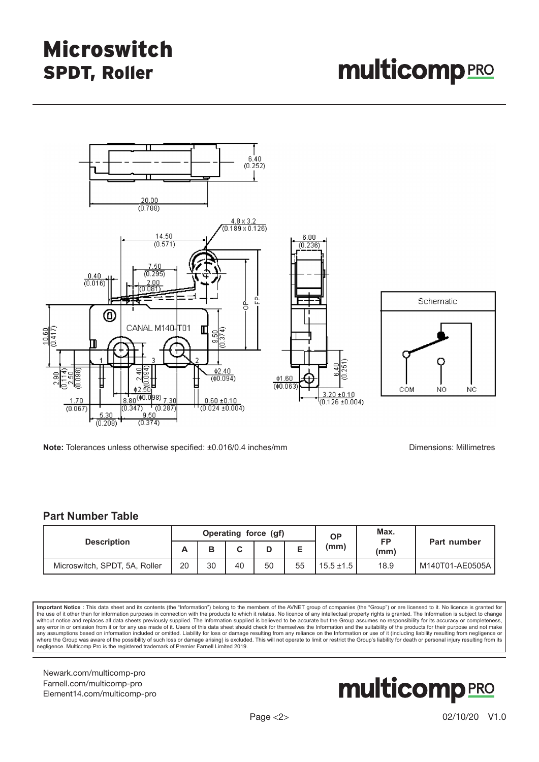# Microswitch
## SPDT, Roller

6.40
(0.252)

20.00
(0.788)

4.8 x 3.2
(0.189 x 0.126)

14.50
(0.571)

6.00
(0.236)

7.50
(0.295)

0.40
(0.016)

2.00
(0.081)

OP

FP

Schematic

CANAL M140-T01

10.60
(0.417)

9.50
(0.374)

1

3

2

COM

NO

NC

2.90
(0.114)

2.50
(0.098)

2.40
(0.094)

φ2.40
(φ0.094)

φ1.60
(φ0.063)

6.40
(0.251)

φ2.50
(φ0.098)

1.70
(0.067)

8.80
(0.347)

7.30
(0.287)

0.60 ±0.10
(0.024 ±0.004)

3.20 ±0.10
(0.126 ±0.004)

5.30
(0.208)

9.50
(0.374)

**Note:** Tolerances unless otherwise specified: ±0.016/0.4 inches/mm

Dimensions: Millimetres

### Part Number Table

| Description | Operating force (gf) | | | | | OP (mm) | Max. FP (mm) | Part number |
|---|---|---|---|---|---|---|---|---|
| | A | B | C | D | E | | | |
| Microswitch, SPDT, 5A, Roller | 20 | 30 | 40 | 50 | 55 | 15.5 ±1.5 | 18.9 | M140T01-AE0505A |

**Important Notice :** This data sheet and its contents (the "Information") belong to the members of the AVNET group of companies (the "Group") or are licensed to it. No licence is granted for the use of it other than for information purposes in connection with the products to which it relates. No licence of any intellectual property rights is granted. The Information is subject to change without notice and replaces all data sheets previously supplied. The Information supplied is believed to be accurate but the Group assumes no responsibility for its accuracy or completeness, any error in or omission from it or for any use made of it. Users of this data sheet should check for themselves the Information and the suitability of the products for their purpose and not make any assumptions based on information included or omitted. Liability for loss or damage resulting from any reliance on the Information or use of it (including liability resulting from negligence or where the Group was aware of the possibility of such loss or damage arising) is excluded. This will not operate to limit or restrict the Group's liability for death or personal injury resulting from its negligence. Multicomp Pro is the registered trademark of Premier Farnell Limited 2019.

Newark.com/multicomp-pro
Farnell.com/multicomp-pro
Element14.com/multicomp-pro

02/10/20 V1.0